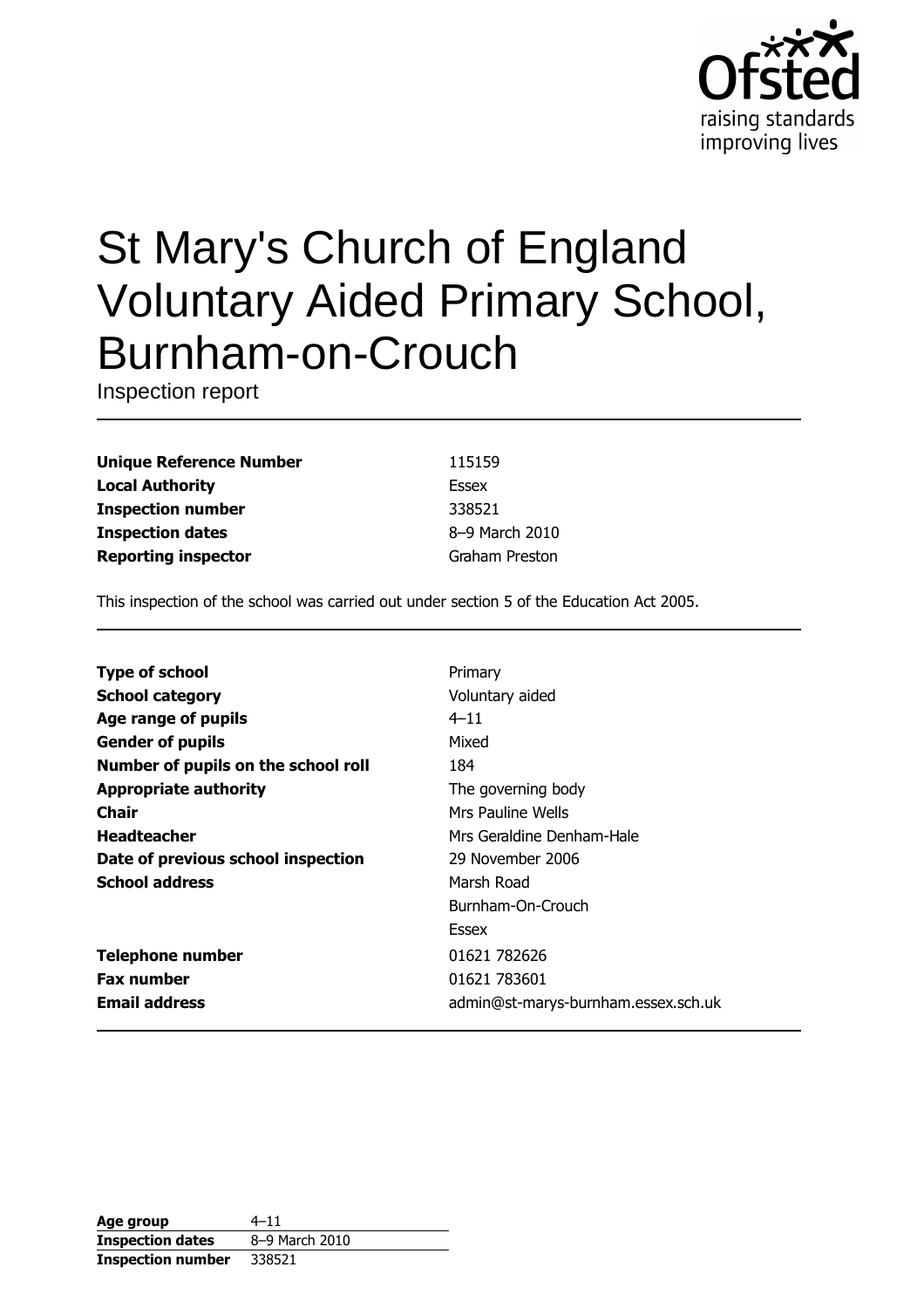# St Mary's Church of England Voluntary Aided Primary School, Burnham-on-Crouch

Inspection report

| | |
|---|---|
| **Unique Reference Number** | 115159 |
| **Local Authority** | Essex |
| **Inspection number** | 338521 |
| **Inspection dates** | 8–9 March 2010 |
| **Reporting inspector** | Graham Preston |

This inspection of the school was carried out under section 5 of the Education Act 2005.

| | |
|---|---|
| **Type of school** | Primary |
| **School category** | Voluntary aided |
| **Age range of pupils** | 4–11 |
| **Gender of pupils** | Mixed |
| **Number of pupils on the school roll** | 184 |
| **Appropriate authority** | The governing body |
| **Chair** | Mrs Pauline Wells |
| **Headteacher** | Mrs Geraldine Denham-Hale |
| **Date of previous school inspection** | 29 November 2006 |
| **School address** | Marsh Road<br>Burnham-On-Crouch<br>Essex |
| **Telephone number** | 01621 782626 |
| **Fax number** | 01621 783601 |
| **Email address** | admin@st-marys-burnham.essex.sch.uk |

| | |
|---|---|
| **Age group** | 4–11 |
| **Inspection dates** | 8–9 March 2010 |
| **Inspection number** | 338521 |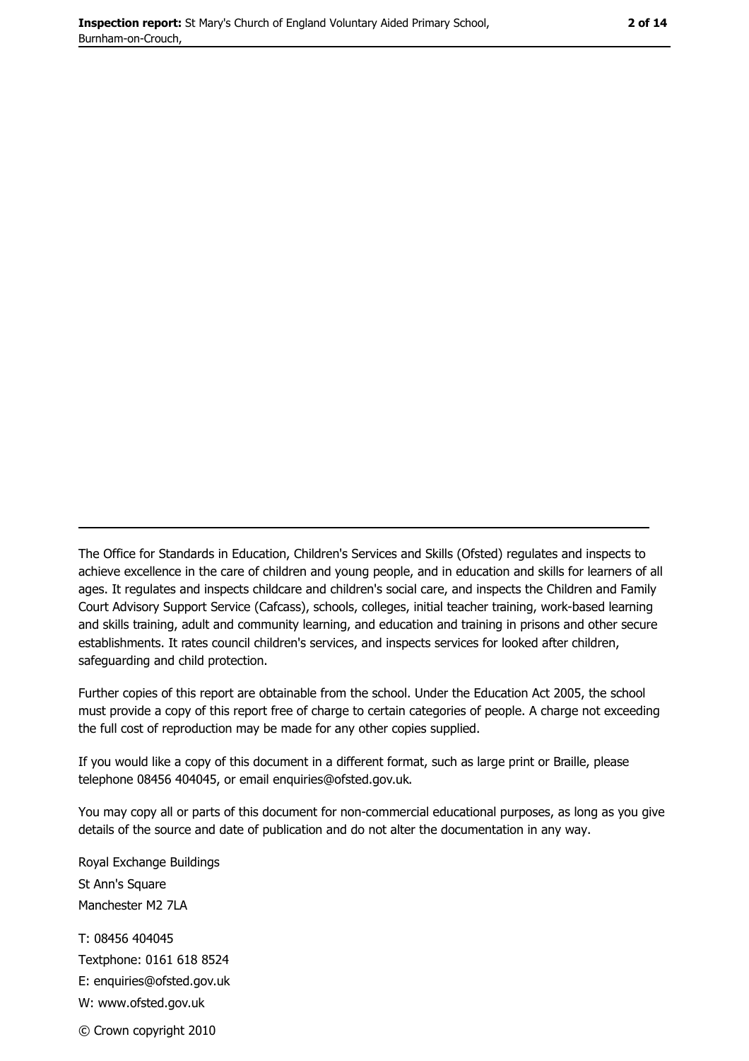The Office for Standards in Education, Children's Services and Skills (Ofsted) regulates and inspects to achieve excellence in the care of children and young people, and in education and skills for learners of all ages. It regulates and inspects childcare and children's social care, and inspects the Children and Family Court Advisory Support Service (Cafcass), schools, colleges, initial teacher training, work-based learning and skills training, adult and community learning, and education and training in prisons and other secure establishments. It rates council children's services, and inspects services for looked after children, safeguarding and child protection.

Further copies of this report are obtainable from the school. Under the Education Act 2005, the school must provide a copy of this report free of charge to certain categories of people. A charge not exceeding the full cost of reproduction may be made for any other copies supplied.

If you would like a copy of this document in a different format, such as large print or Braille, please telephone 08456 404045, or email enquiries@ofsted.gov.uk.

You may copy all or parts of this document for non-commercial educational purposes, as long as you give details of the source and date of publication and do not alter the documentation in any way.

Royal Exchange Buildings
St Ann's Square
Manchester M2 7LA

T: 08456 404045
Textphone: 0161 618 8524
E: enquiries@ofsted.gov.uk
W: www.ofsted.gov.uk

© Crown copyright 2010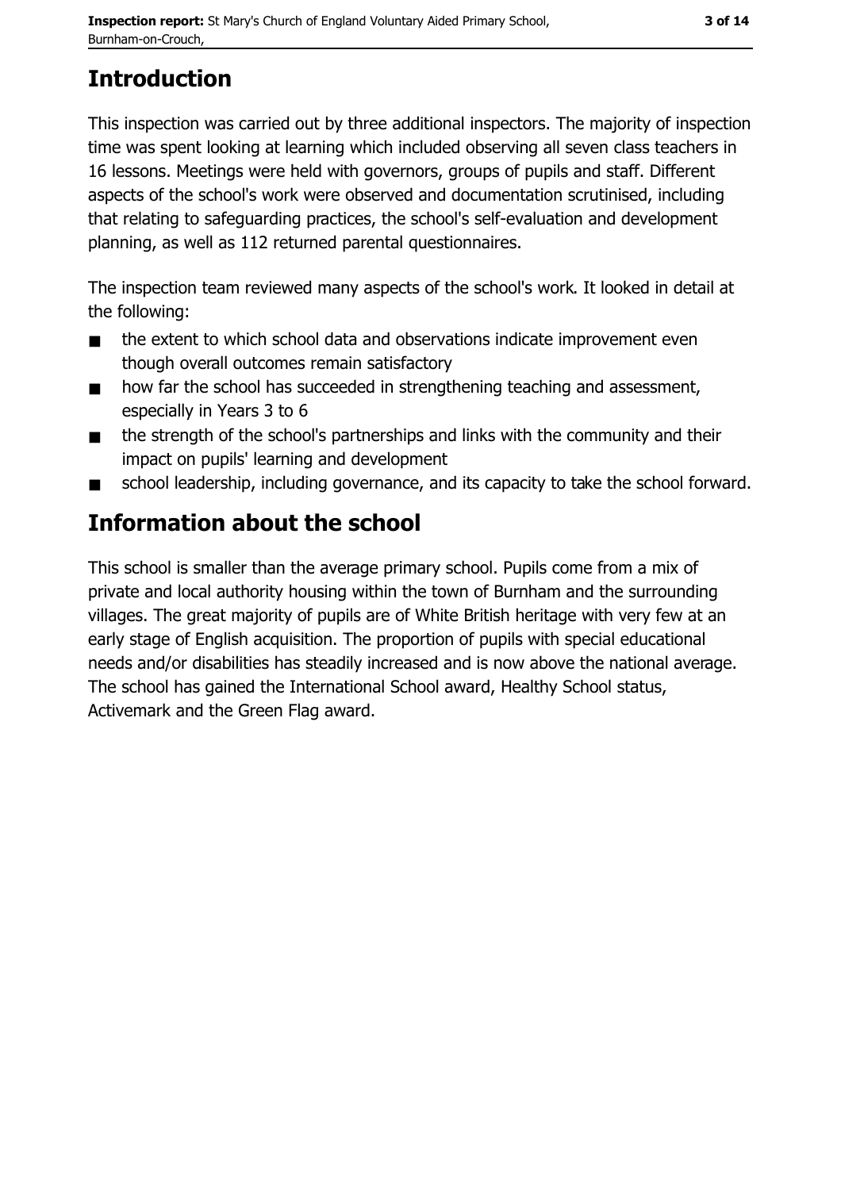# Introduction

This inspection was carried out by three additional inspectors. The majority of inspection time was spent looking at learning which included observing all seven class teachers in 16 lessons. Meetings were held with governors, groups of pupils and staff. Different aspects of the school's work were observed and documentation scrutinised, including that relating to safeguarding practices, the school's self-evaluation and development planning, as well as 112 returned parental questionnaires.

The inspection team reviewed many aspects of the school's work. It looked in detail at the following:

- the extent to which school data and observations indicate improvement even though overall outcomes remain satisfactory
- how far the school has succeeded in strengthening teaching and assessment, especially in Years 3 to 6
- the strength of the school's partnerships and links with the community and their impact on pupils' learning and development
- school leadership, including governance, and its capacity to take the school forward.

# Information about the school

This school is smaller than the average primary school. Pupils come from a mix of private and local authority housing within the town of Burnham and the surrounding villages. The great majority of pupils are of White British heritage with very few at an early stage of English acquisition. The proportion of pupils with special educational needs and/or disabilities has steadily increased and is now above the national average. The school has gained the International School award, Healthy School status, Activemark and the Green Flag award.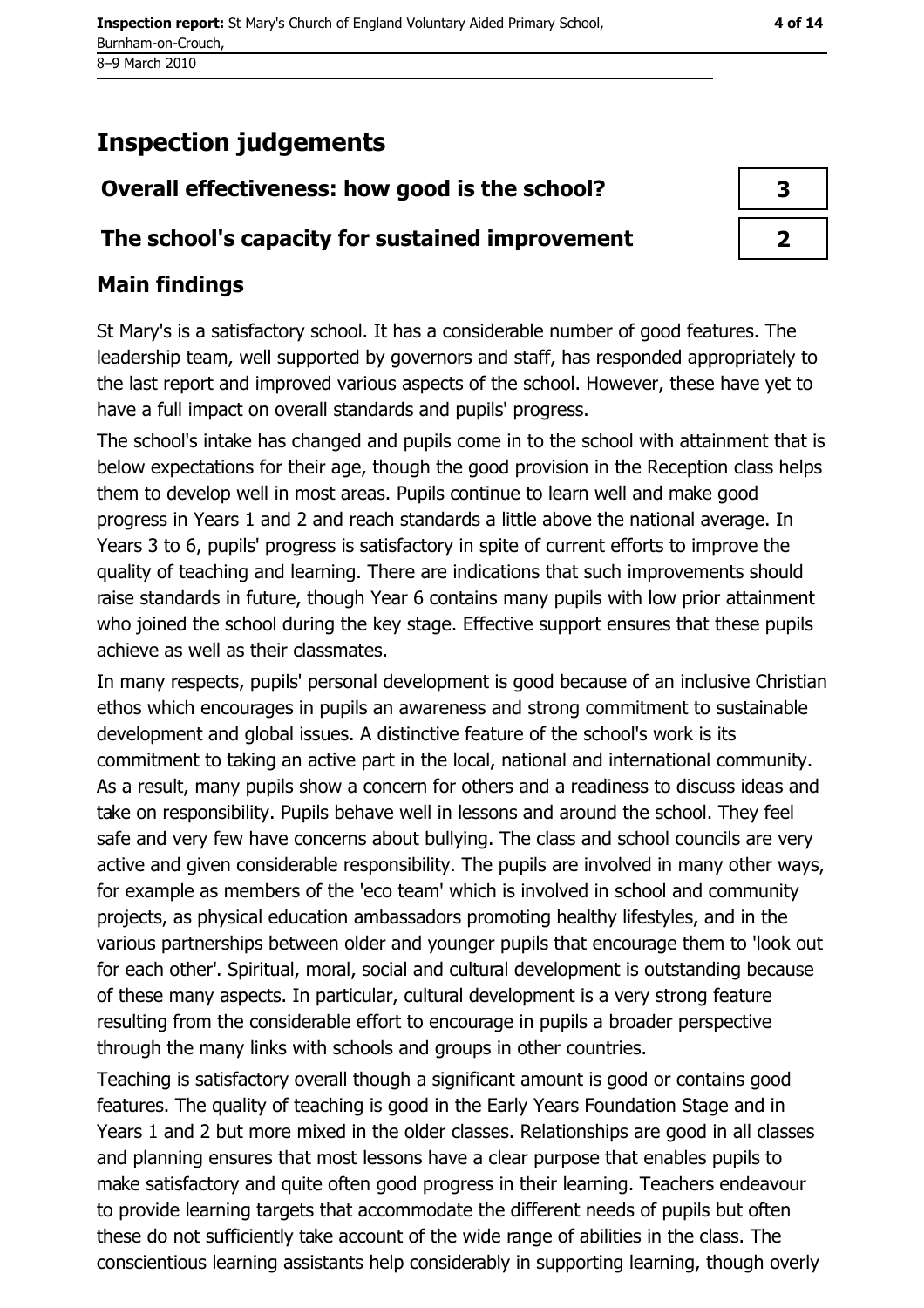## Inspection judgements

| Overall effectiveness: how good is the school? | 3 |
|---|---|
| The school's capacity for sustained improvement | 2 |

### Main findings

St Mary's is a satisfactory school. It has a considerable number of good features. The leadership team, well supported by governors and staff, has responded appropriately to the last report and improved various aspects of the school. However, these have yet to have a full impact on overall standards and pupils' progress.

The school's intake has changed and pupils come in to the school with attainment that is below expectations for their age, though the good provision in the Reception class helps them to develop well in most areas. Pupils continue to learn well and make good progress in Years 1 and 2 and reach standards a little above the national average. In Years 3 to 6, pupils' progress is satisfactory in spite of current efforts to improve the quality of teaching and learning. There are indications that such improvements should raise standards in future, though Year 6 contains many pupils with low prior attainment who joined the school during the key stage. Effective support ensures that these pupils achieve as well as their classmates.

In many respects, pupils' personal development is good because of an inclusive Christian ethos which encourages in pupils an awareness and strong commitment to sustainable development and global issues. A distinctive feature of the school's work is its commitment to taking an active part in the local, national and international community. As a result, many pupils show a concern for others and a readiness to discuss ideas and take on responsibility. Pupils behave well in lessons and around the school. They feel safe and very few have concerns about bullying. The class and school councils are very active and given considerable responsibility. The pupils are involved in many other ways, for example as members of the 'eco team' which is involved in school and community projects, as physical education ambassadors promoting healthy lifestyles, and in the various partnerships between older and younger pupils that encourage them to 'look out for each other'. Spiritual, moral, social and cultural development is outstanding because of these many aspects. In particular, cultural development is a very strong feature resulting from the considerable effort to encourage in pupils a broader perspective through the many links with schools and groups in other countries.

Teaching is satisfactory overall though a significant amount is good or contains good features. The quality of teaching is good in the Early Years Foundation Stage and in Years 1 and 2 but more mixed in the older classes. Relationships are good in all classes and planning ensures that most lessons have a clear purpose that enables pupils to make satisfactory and quite often good progress in their learning. Teachers endeavour to provide learning targets that accommodate the different needs of pupils but often these do not sufficiently take account of the wide range of abilities in the class. The conscientious learning assistants help considerably in supporting learning, though overly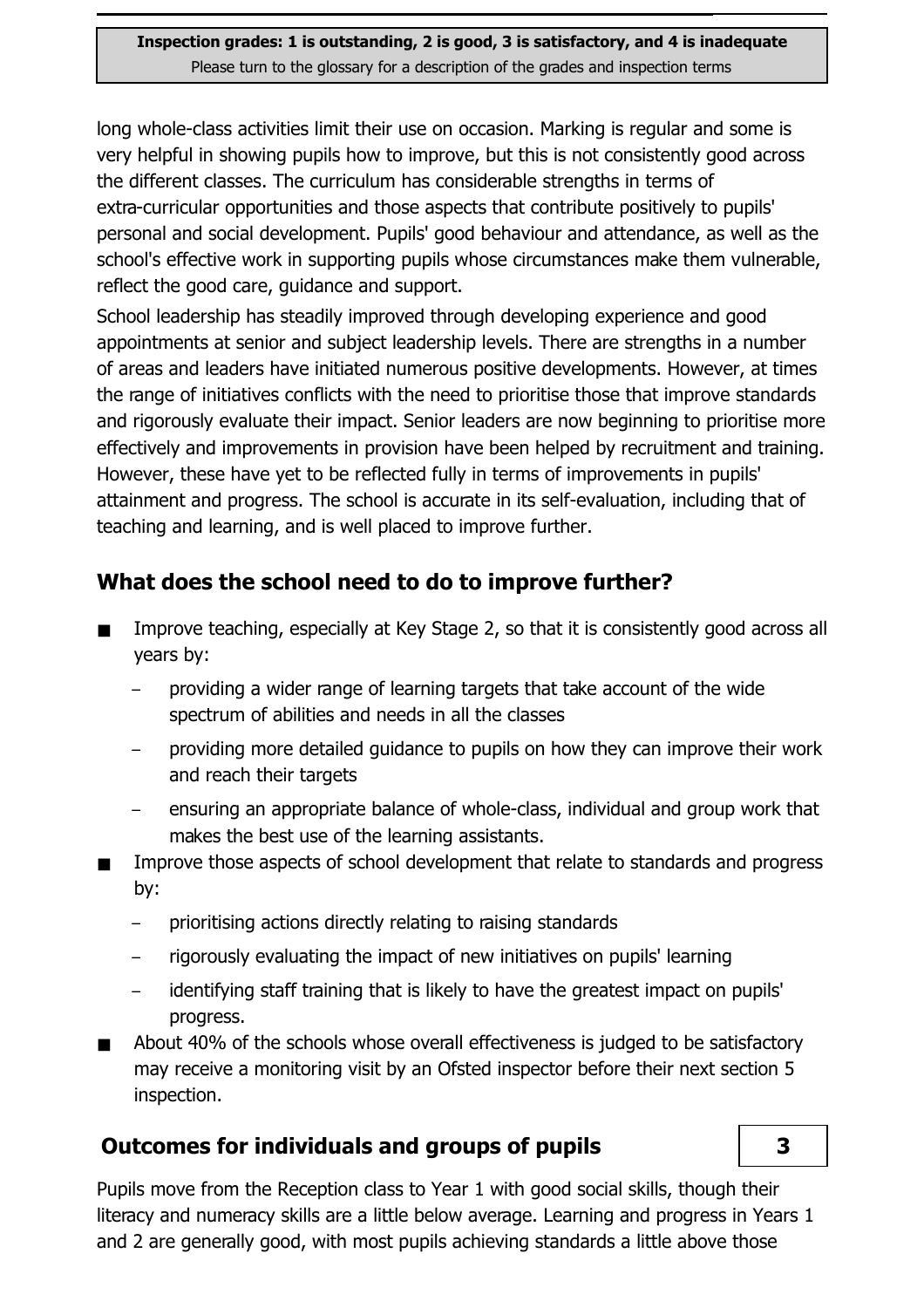long whole-class activities limit their use on occasion. Marking is regular and some is very helpful in showing pupils how to improve, but this is not consistently good across the different classes. The curriculum has considerable strengths in terms of extra-curricular opportunities and those aspects that contribute positively to pupils' personal and social development. Pupils' good behaviour and attendance, as well as the school's effective work in supporting pupils whose circumstances make them vulnerable, reflect the good care, guidance and support.

School leadership has steadily improved through developing experience and good appointments at senior and subject leadership levels. There are strengths in a number of areas and leaders have initiated numerous positive developments. However, at times the range of initiatives conflicts with the need to prioritise those that improve standards and rigorously evaluate their impact. Senior leaders are now beginning to prioritise more effectively and improvements in provision have been helped by recruitment and training. However, these have yet to be reflected fully in terms of improvements in pupils' attainment and progress. The school is accurate in its self-evaluation, including that of teaching and learning, and is well placed to improve further.

## What does the school need to do to improve further?

- Improve teaching, especially at Key Stage 2, so that it is consistently good across all years by:
  - providing a wider range of learning targets that take account of the wide spectrum of abilities and needs in all the classes
  - providing more detailed guidance to pupils on how they can improve their work and reach their targets
  - ensuring an appropriate balance of whole-class, individual and group work that makes the best use of the learning assistants.
- Improve those aspects of school development that relate to standards and progress by:
  - prioritising actions directly relating to raising standards
  - rigorously evaluating the impact of new initiatives on pupils' learning
  - identifying staff training that is likely to have the greatest impact on pupils' progress.
- About 40% of the schools whose overall effectiveness is judged to be satisfactory may receive a monitoring visit by an Ofsted inspector before their next section 5 inspection.

## Outcomes for individuals and groups of pupils — 3

Pupils move from the Reception class to Year 1 with good social skills, though their literacy and numeracy skills are a little below average. Learning and progress in Years 1 and 2 are generally good, with most pupils achieving standards a little above those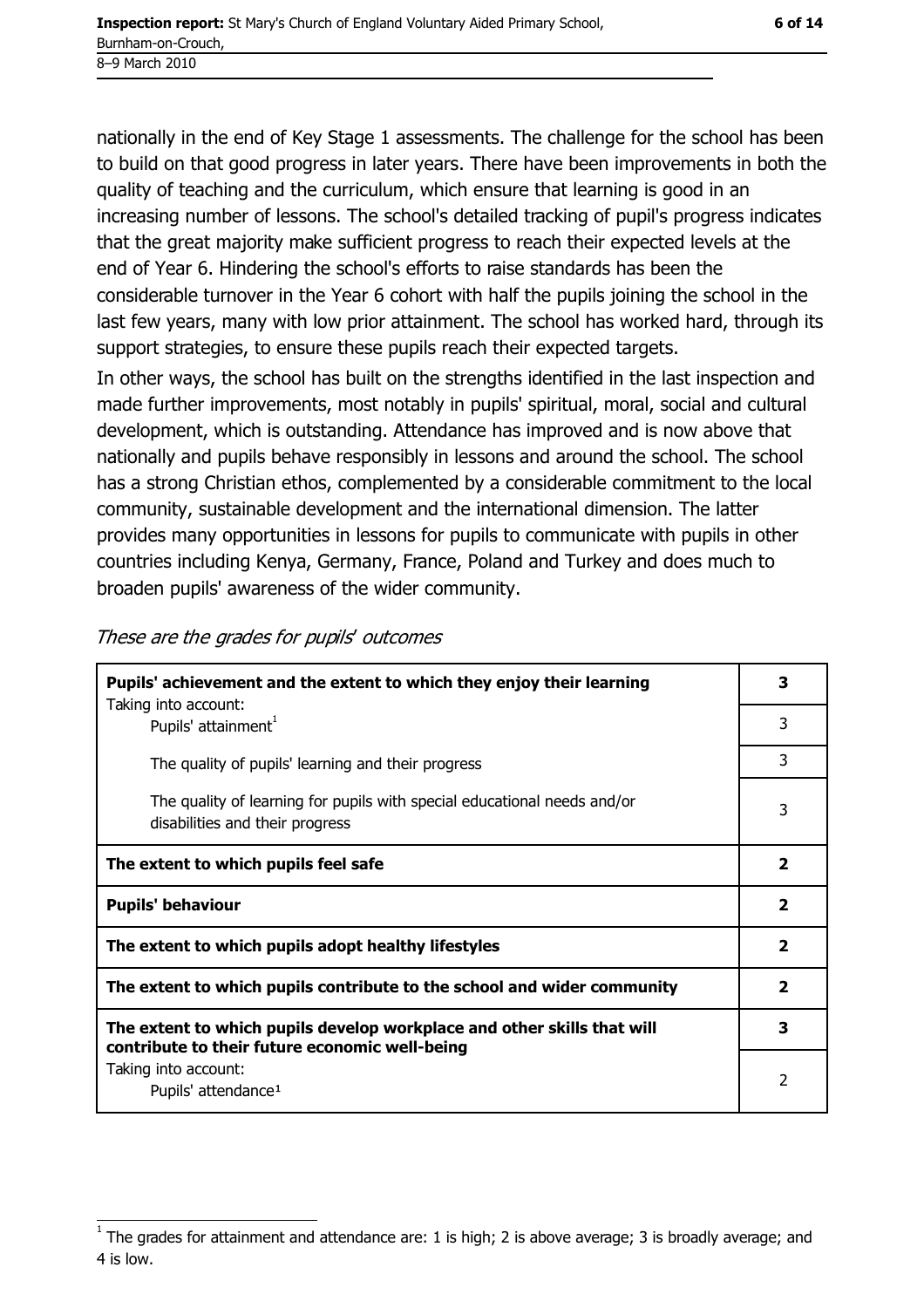nationally in the end of Key Stage 1 assessments. The challenge for the school has been to build on that good progress in later years. There have been improvements in both the quality of teaching and the curriculum, which ensure that learning is good in an increasing number of lessons. The school's detailed tracking of pupil's progress indicates that the great majority make sufficient progress to reach their expected levels at the end of Year 6. Hindering the school's efforts to raise standards has been the considerable turnover in the Year 6 cohort with half the pupils joining the school in the last few years, many with low prior attainment. The school has worked hard, through its support strategies, to ensure these pupils reach their expected targets.

In other ways, the school has built on the strengths identified in the last inspection and made further improvements, most notably in pupils' spiritual, moral, social and cultural development, which is outstanding. Attendance has improved and is now above that nationally and pupils behave responsibly in lessons and around the school. The school has a strong Christian ethos, complemented by a considerable commitment to the local community, sustainable development and the international dimension. The latter provides many opportunities in lessons for pupils to communicate with pupils in other countries including Kenya, Germany, France, Poland and Turkey and does much to broaden pupils' awareness of the wider community.

*These are the grades for pupils' outcomes*

| | |
|---|---|
| **Pupils' achievement and the extent to which they enjoy their learning** | **3** |
| Taking into account: Pupils' attainment[1] | 3 |
| The quality of pupils' learning and their progress | 3 |
| The quality of learning for pupils with special educational needs and/or disabilities and their progress | 3 |
| **The extent to which pupils feel safe** | **2** |
| **Pupils' behaviour** | **2** |
| **The extent to which pupils adopt healthy lifestyles** | **2** |
| **The extent to which pupils contribute to the school and wider community** | **2** |
| **The extent to which pupils develop workplace and other skills that will contribute to their future economic well-being** | **3** |
| Taking into account: Pupils' attendance[1] | 2 |

[1] The grades for attainment and attendance are: 1 is high; 2 is above average; 3 is broadly average; and 4 is low.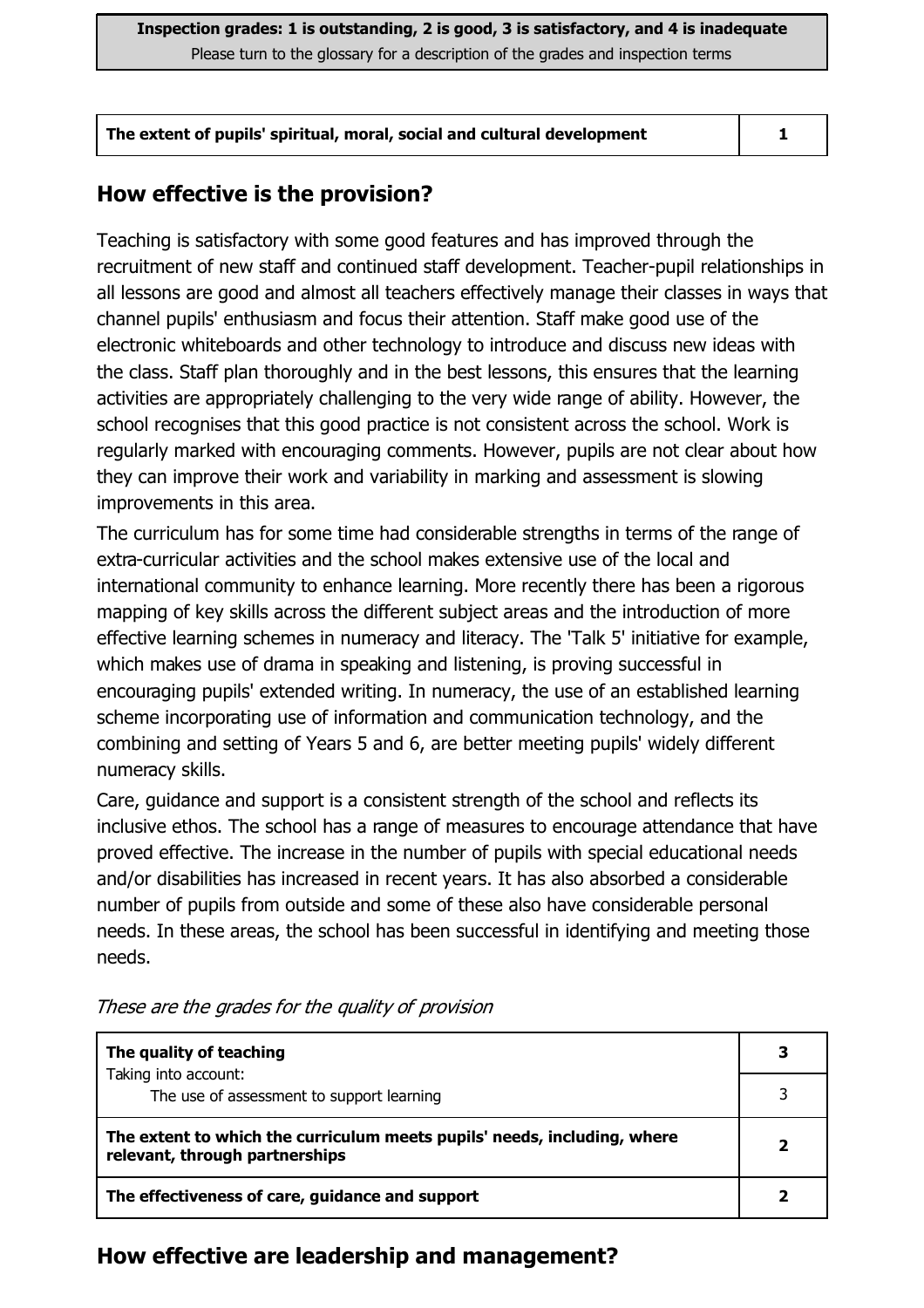**Inspection grades: 1 is outstanding, 2 is good, 3 is satisfactory, and 4 is inadequate**
Please turn to the glossary for a description of the grades and inspection terms

| The extent of pupils' spiritual, moral, social and cultural development | 1 |
|---|---|

## How effective is the provision?

Teaching is satisfactory with some good features and has improved through the recruitment of new staff and continued staff development. Teacher-pupil relationships in all lessons are good and almost all teachers effectively manage their classes in ways that channel pupils' enthusiasm and focus their attention. Staff make good use of the electronic whiteboards and other technology to introduce and discuss new ideas with the class. Staff plan thoroughly and in the best lessons, this ensures that the learning activities are appropriately challenging to the very wide range of ability. However, the school recognises that this good practice is not consistent across the school. Work is regularly marked with encouraging comments. However, pupils are not clear about how they can improve their work and variability in marking and assessment is slowing improvements in this area.

The curriculum has for some time had considerable strengths in terms of the range of extra-curricular activities and the school makes extensive use of the local and international community to enhance learning. More recently there has been a rigorous mapping of key skills across the different subject areas and the introduction of more effective learning schemes in numeracy and literacy. The 'Talk 5' initiative for example, which makes use of drama in speaking and listening, is proving successful in encouraging pupils' extended writing. In numeracy, the use of an established learning scheme incorporating use of information and communication technology, and the combining and setting of Years 5 and 6, are better meeting pupils' widely different numeracy skills.

Care, guidance and support is a consistent strength of the school and reflects its inclusive ethos. The school has a range of measures to encourage attendance that have proved effective. The increase in the number of pupils with special educational needs and/or disabilities has increased in recent years. It has also absorbed a considerable number of pupils from outside and some of these also have considerable personal needs. In these areas, the school has been successful in identifying and meeting those needs.

*These are the grades for the quality of provision*

| | |
|---|---|
| **The quality of teaching** | **3** |
| Taking into account: The use of assessment to support learning | 3 |
| **The extent to which the curriculum meets pupils' needs, including, where relevant, through partnerships** | **2** |
| **The effectiveness of care, guidance and support** | **2** |

## How effective are leadership and management?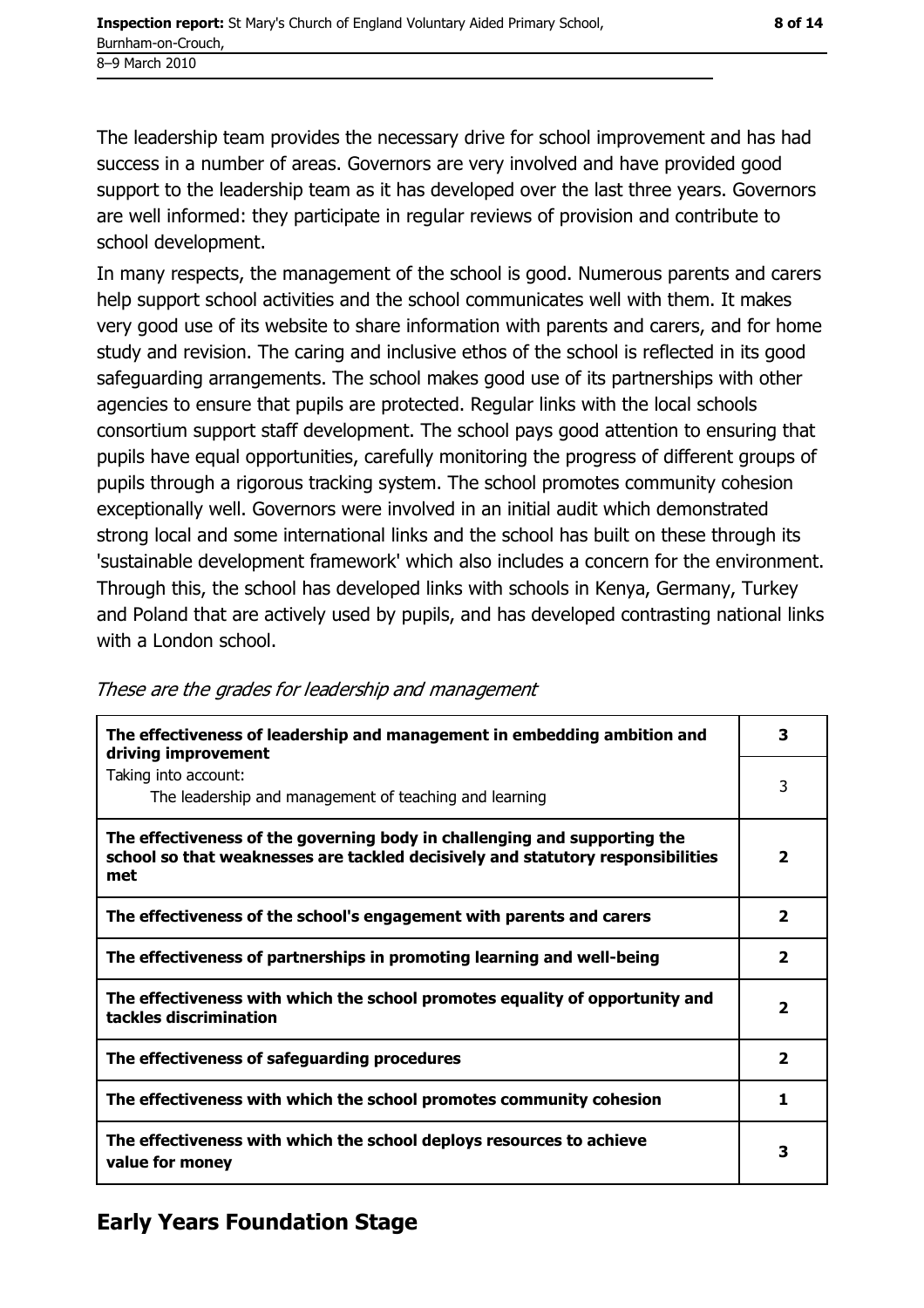The leadership team provides the necessary drive for school improvement and has had success in a number of areas. Governors are very involved and have provided good support to the leadership team as it has developed over the last three years. Governors are well informed: they participate in regular reviews of provision and contribute to school development.

In many respects, the management of the school is good. Numerous parents and carers help support school activities and the school communicates well with them. It makes very good use of its website to share information with parents and carers, and for home study and revision. The caring and inclusive ethos of the school is reflected in its good safeguarding arrangements. The school makes good use of its partnerships with other agencies to ensure that pupils are protected. Regular links with the local schools consortium support staff development. The school pays good attention to ensuring that pupils have equal opportunities, carefully monitoring the progress of different groups of pupils through a rigorous tracking system. The school promotes community cohesion exceptionally well. Governors were involved in an initial audit which demonstrated strong local and some international links and the school has built on these through its 'sustainable development framework' which also includes a concern for the environment. Through this, the school has developed links with schools in Kenya, Germany, Turkey and Poland that are actively used by pupils, and has developed contrasting national links with a London school.

*These are the grades for leadership and management*

| | |
|---|---|
| **The effectiveness of leadership and management in embedding ambition and driving improvement** | **3** |
| Taking into account: The leadership and management of teaching and learning | 3 |
| **The effectiveness of the governing body in challenging and supporting the school so that weaknesses are tackled decisively and statutory responsibilities met** | **2** |
| **The effectiveness of the school's engagement with parents and carers** | **2** |
| **The effectiveness of partnerships in promoting learning and well-being** | **2** |
| **The effectiveness with which the school promotes equality of opportunity and tackles discrimination** | **2** |
| **The effectiveness of safeguarding procedures** | **2** |
| **The effectiveness with which the school promotes community cohesion** | **1** |
| **The effectiveness with which the school deploys resources to achieve value for money** | **3** |

## Early Years Foundation Stage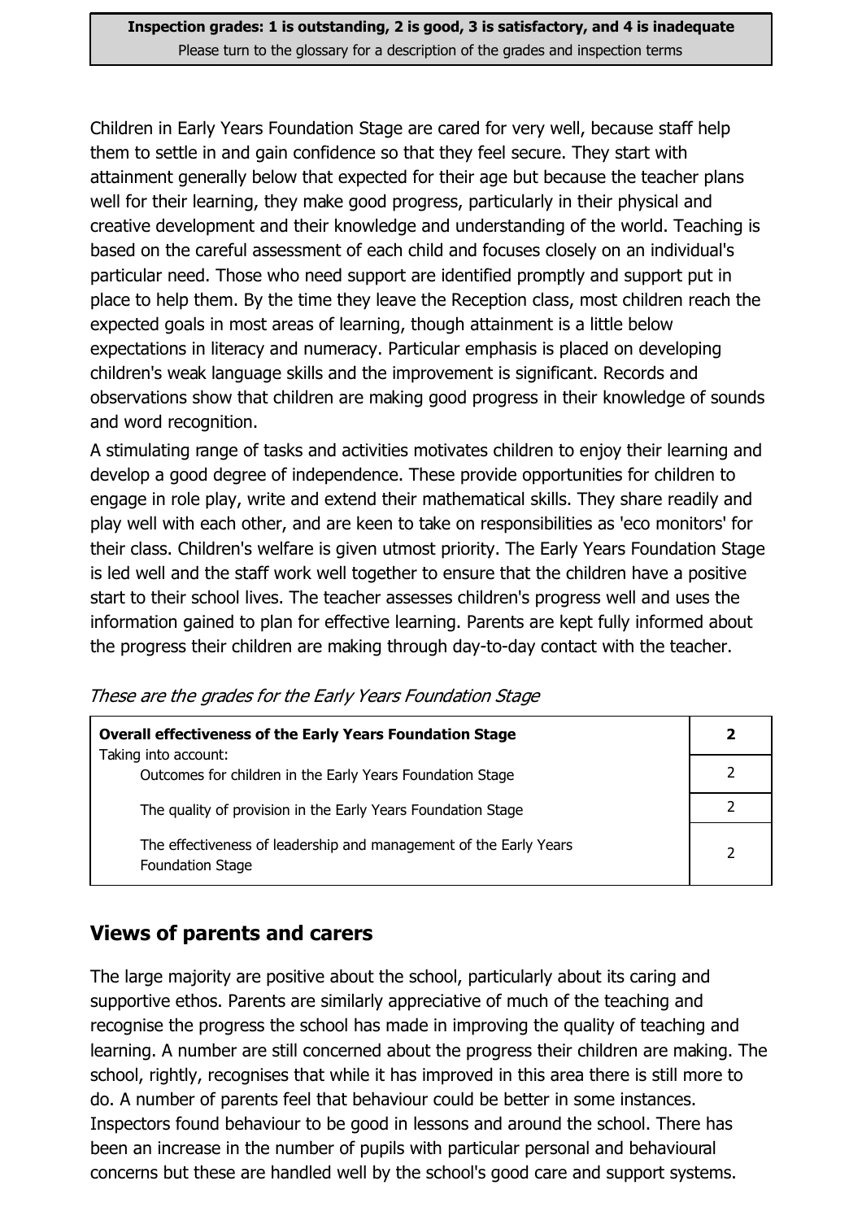Children in Early Years Foundation Stage are cared for very well, because staff help them to settle in and gain confidence so that they feel secure. They start with attainment generally below that expected for their age but because the teacher plans well for their learning, they make good progress, particularly in their physical and creative development and their knowledge and understanding of the world. Teaching is based on the careful assessment of each child and focuses closely on an individual's particular need. Those who need support are identified promptly and support put in place to help them. By the time they leave the Reception class, most children reach the expected goals in most areas of learning, though attainment is a little below expectations in literacy and numeracy. Particular emphasis is placed on developing children's weak language skills and the improvement is significant. Records and observations show that children are making good progress in their knowledge of sounds and word recognition.

A stimulating range of tasks and activities motivates children to enjoy their learning and develop a good degree of independence. These provide opportunities for children to engage in role play, write and extend their mathematical skills. They share readily and play well with each other, and are keen to take on responsibilities as 'eco monitors' for their class. Children's welfare is given utmost priority. The Early Years Foundation Stage is led well and the staff work well together to ensure that the children have a positive start to their school lives. The teacher assesses children's progress well and uses the information gained to plan for effective learning. Parents are kept fully informed about the progress their children are making through day-to-day contact with the teacher.

*These are the grades for the Early Years Foundation Stage*

| **Overall effectiveness of the Early Years Foundation Stage** | **2** |
|---|---|
| Taking into account: Outcomes for children in the Early Years Foundation Stage | 2 |
| The quality of provision in the Early Years Foundation Stage | 2 |
| The effectiveness of leadership and management of the Early Years Foundation Stage | 2 |

## Views of parents and carers

The large majority are positive about the school, particularly about its caring and supportive ethos. Parents are similarly appreciative of much of the teaching and recognise the progress the school has made in improving the quality of teaching and learning. A number are still concerned about the progress their children are making. The school, rightly, recognises that while it has improved in this area there is still more to do. A number of parents feel that behaviour could be better in some instances. Inspectors found behaviour to be good in lessons and around the school. There has been an increase in the number of pupils with particular personal and behavioural concerns but these are handled well by the school's good care and support systems.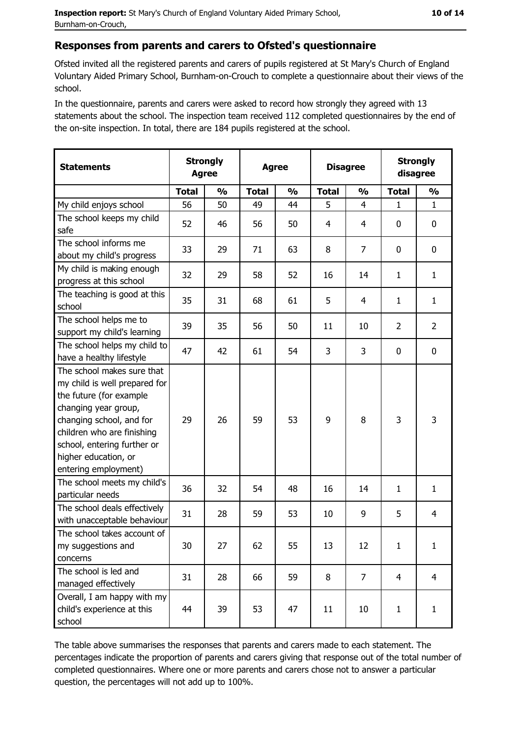## Responses from parents and carers to Ofsted's questionnaire

Ofsted invited all the registered parents and carers of pupils registered at St Mary's Church of England Voluntary Aided Primary School, Burnham-on-Crouch to complete a questionnaire about their views of the school.

In the questionnaire, parents and carers were asked to record how strongly they agreed with 13 statements about the school. The inspection team received 112 completed questionnaires by the end of the on-site inspection. In total, there are 184 pupils registered at the school.

| Statements | Strongly Agree | | Agree | | Disagree | | Strongly disagree | |
|---|---|---|---|---|---|---|---|---|
| | Total | % | Total | % | Total | % | Total | % |
| My child enjoys school | 56 | 50 | 49 | 44 | 5 | 4 | 1 | 1 |
| The school keeps my child safe | 52 | 46 | 56 | 50 | 4 | 4 | 0 | 0 |
| The school informs me about my child's progress | 33 | 29 | 71 | 63 | 8 | 7 | 0 | 0 |
| My child is making enough progress at this school | 32 | 29 | 58 | 52 | 16 | 14 | 1 | 1 |
| The teaching is good at this school | 35 | 31 | 68 | 61 | 5 | 4 | 1 | 1 |
| The school helps me to support my child's learning | 39 | 35 | 56 | 50 | 11 | 10 | 2 | 2 |
| The school helps my child to have a healthy lifestyle | 47 | 42 | 61 | 54 | 3 | 3 | 0 | 0 |
| The school makes sure that my child is well prepared for the future (for example changing year group, changing school, and for children who are finishing school, entering further or higher education, or entering employment) | 29 | 26 | 59 | 53 | 9 | 8 | 3 | 3 |
| The school meets my child's particular needs | 36 | 32 | 54 | 48 | 16 | 14 | 1 | 1 |
| The school deals effectively with unacceptable behaviour | 31 | 28 | 59 | 53 | 10 | 9 | 5 | 4 |
| The school takes account of my suggestions and concerns | 30 | 27 | 62 | 55 | 13 | 12 | 1 | 1 |
| The school is led and managed effectively | 31 | 28 | 66 | 59 | 8 | 7 | 4 | 4 |
| Overall, I am happy with my child's experience at this school | 44 | 39 | 53 | 47 | 11 | 10 | 1 | 1 |

The table above summarises the responses that parents and carers made to each statement. The percentages indicate the proportion of parents and carers giving that response out of the total number of completed questionnaires. Where one or more parents and carers chose not to answer a particular question, the percentages will not add up to 100%.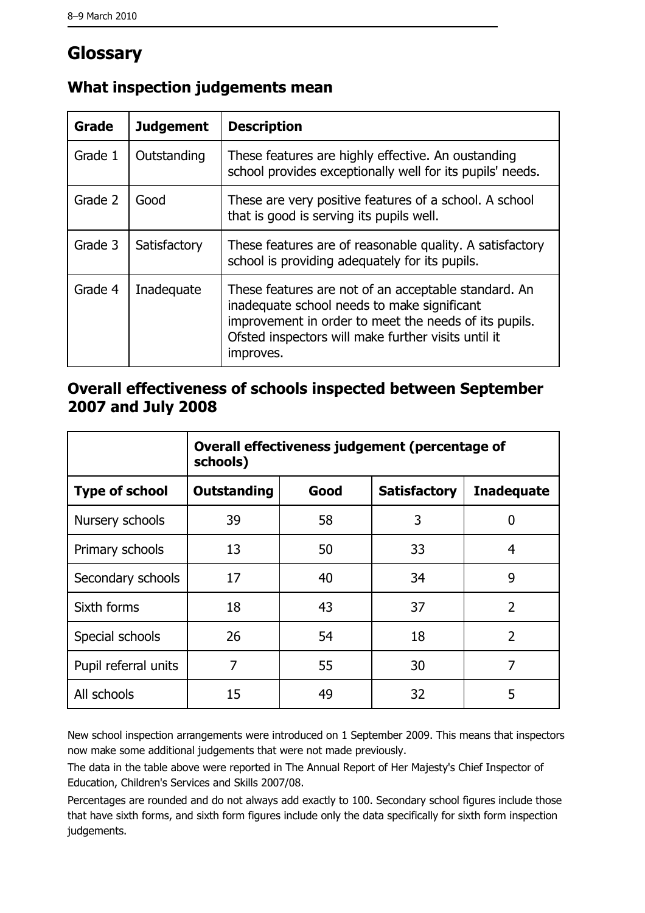# Glossary

## What inspection judgements mean

| Grade | Judgement | Description |
|---|---|---|
| Grade 1 | Outstanding | These features are highly effective. An oustanding school provides exceptionally well for its pupils' needs. |
| Grade 2 | Good | These are very positive features of a school. A school that is good is serving its pupils well. |
| Grade 3 | Satisfactory | These features are of reasonable quality. A satisfactory school is providing adequately for its pupils. |
| Grade 4 | Inadequate | These features are not of an acceptable standard. An inadequate school needs to make significant improvement in order to meet the needs of its pupils. Ofsted inspectors will make further visits until it improves. |

## Overall effectiveness of schools inspected between September 2007 and July 2008

| | Overall effectiveness judgement (percentage of schools) | | | |
|---|---|---|---|---|
| **Type of school** | **Outstanding** | **Good** | **Satisfactory** | **Inadequate** |
| Nursery schools | 39 | 58 | 3 | 0 |
| Primary schools | 13 | 50 | 33 | 4 |
| Secondary schools | 17 | 40 | 34 | 9 |
| Sixth forms | 18 | 43 | 37 | 2 |
| Special schools | 26 | 54 | 18 | 2 |
| Pupil referral units | 7 | 55 | 30 | 7 |
| All schools | 15 | 49 | 32 | 5 |

New school inspection arrangements were introduced on 1 September 2009. This means that inspectors now make some additional judgements that were not made previously.

The data in the table above were reported in The Annual Report of Her Majesty's Chief Inspector of Education, Children's Services and Skills 2007/08.

Percentages are rounded and do not always add exactly to 100. Secondary school figures include those that have sixth forms, and sixth form figures include only the data specifically for sixth form inspection judgements.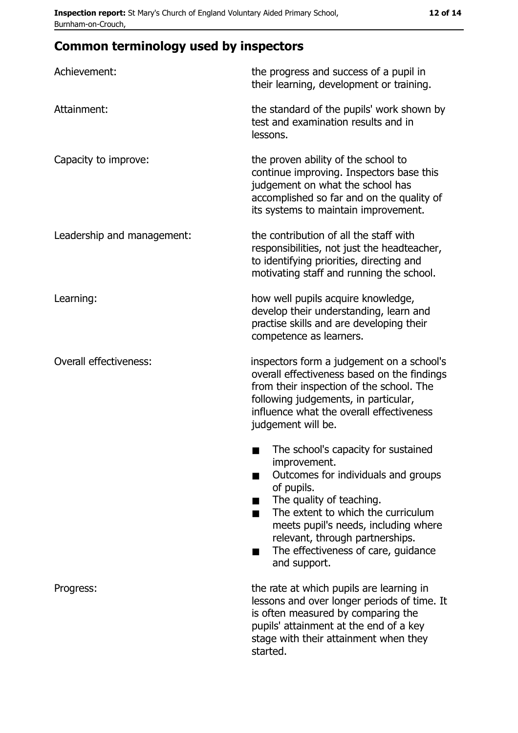## Common terminology used by inspectors

**Achievement:** the progress and success of a pupil in their learning, development or training.

**Attainment:** the standard of the pupils' work shown by test and examination results and in lessons.

**Capacity to improve:** the proven ability of the school to continue improving. Inspectors base this judgement on what the school has accomplished so far and on the quality of its systems to maintain improvement.

**Leadership and management:** the contribution of all the staff with responsibilities, not just the headteacher, to identifying priorities, directing and motivating staff and running the school.

**Learning:** how well pupils acquire knowledge, develop their understanding, learn and practise skills and are developing their competence as learners.

**Overall effectiveness:** inspectors form a judgement on a school's overall effectiveness based on the findings from their inspection of the school. The following judgements, in particular, influence what the overall effectiveness judgement will be.

- The school's capacity for sustained improvement.
- Outcomes for individuals and groups of pupils.
- The quality of teaching.
- The extent to which the curriculum meets pupil's needs, including where relevant, through partnerships.
- The effectiveness of care, guidance and support.

**Progress:** the rate at which pupils are learning in lessons and over longer periods of time. It is often measured by comparing the pupils' attainment at the end of a key stage with their attainment when they started.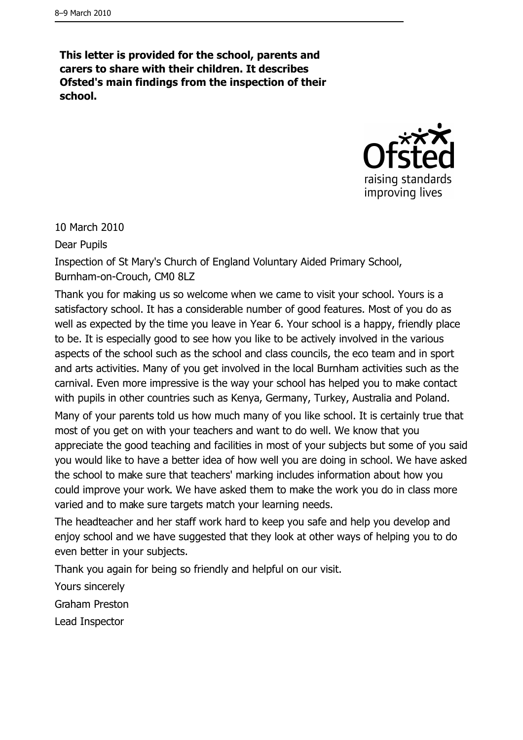**This letter is provided for the school, parents and carers to share with their children. It describes Ofsted's main findings from the inspection of their school.**

10 March 2010

Dear Pupils

Inspection of St Mary's Church of England Voluntary Aided Primary School, Burnham-on-Crouch, CM0 8LZ

Thank you for making us so welcome when we came to visit your school. Yours is a satisfactory school. It has a considerable number of good features. Most of you do as well as expected by the time you leave in Year 6. Your school is a happy, friendly place to be. It is especially good to see how you like to be actively involved in the various aspects of the school such as the school and class councils, the eco team and in sport and arts activities. Many of you get involved in the local Burnham activities such as the carnival. Even more impressive is the way your school has helped you to make contact with pupils in other countries such as Kenya, Germany, Turkey, Australia and Poland.

Many of your parents told us how much many of you like school. It is certainly true that most of you get on with your teachers and want to do well. We know that you appreciate the good teaching and facilities in most of your subjects but some of you said you would like to have a better idea of how well you are doing in school. We have asked the school to make sure that teachers' marking includes information about how you could improve your work. We have asked them to make the work you do in class more varied and to make sure targets match your learning needs.

The headteacher and her staff work hard to keep you safe and help you develop and enjoy school and we have suggested that they look at other ways of helping you to do even better in your subjects.

Thank you again for being so friendly and helpful on our visit.

Yours sincerely

Graham Preston

Lead Inspector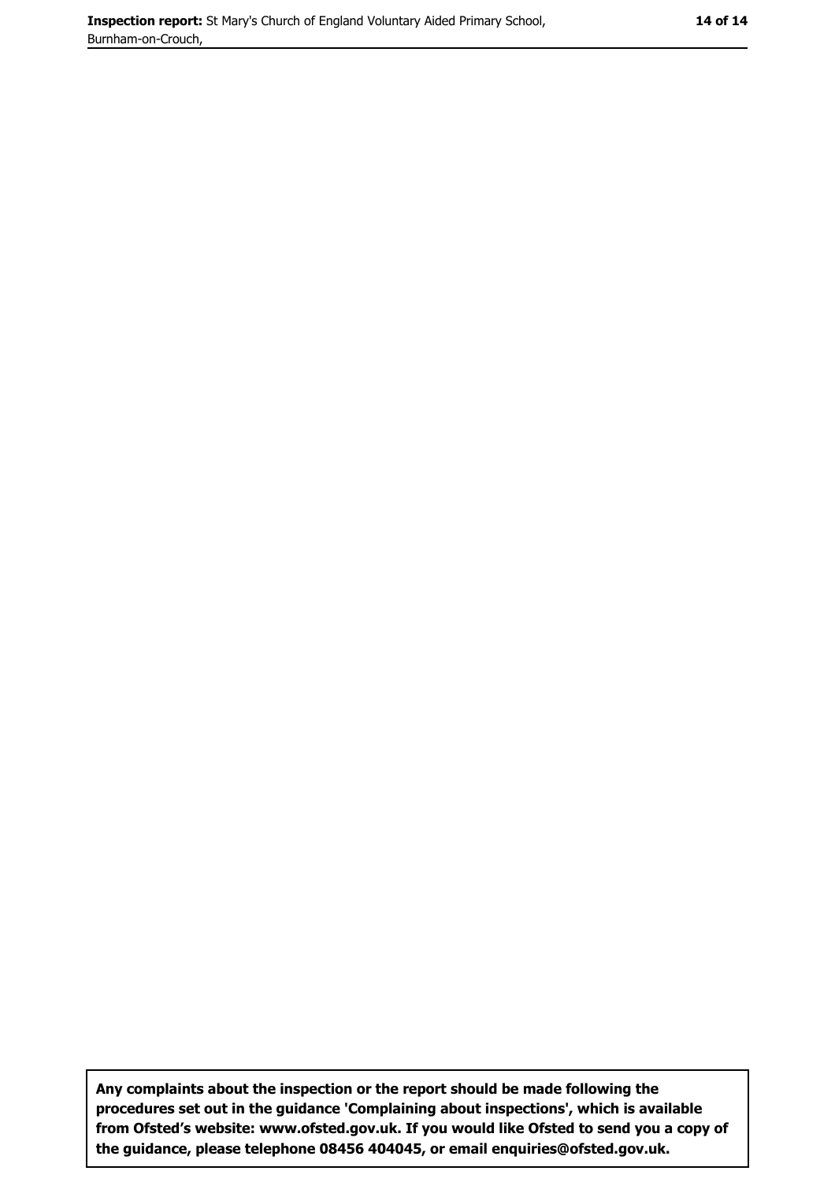**Any complaints about the inspection or the report should be made following the procedures set out in the guidance 'Complaining about inspections', which is available from Ofsted's website: www.ofsted.gov.uk. If you would like Ofsted to send you a copy of the guidance, please telephone 08456 404045, or email enquiries@ofsted.gov.uk.**